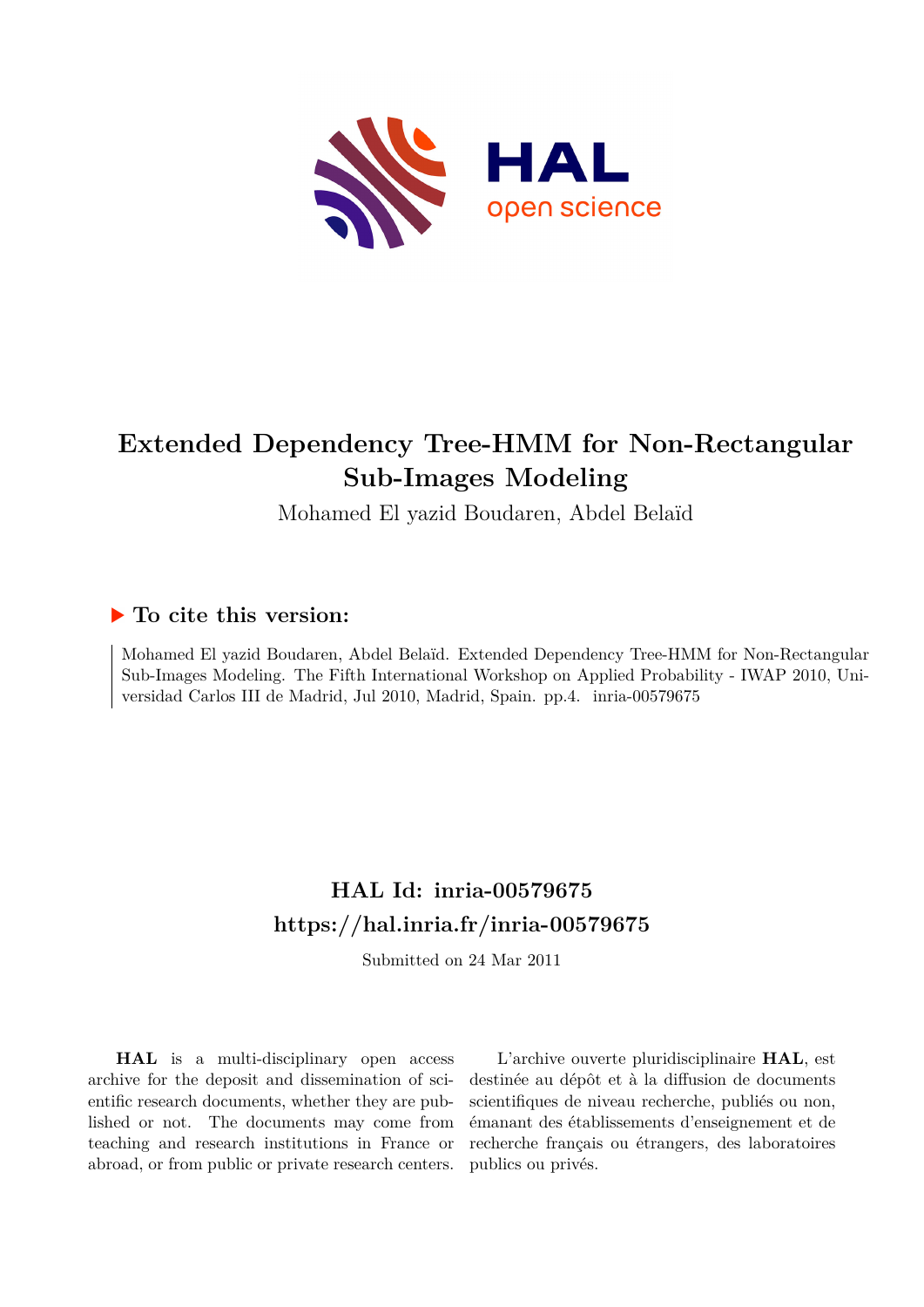# Extended Dependency Tree-HMM for Non-Rectangular Sub-Images Modeling

Mohamed El yazid Boudaren, Abdel Belaïd

## ▶ To cite this version:

Mohamed El yazid Boudaren, Abdel Belaïd. Extended Dependency Tree-HMM for Non-Rectangular Sub-Images Modeling. The Fifth International Workshop on Applied Probability - IWAP 2010, Universidad Carlos III de Madrid, Jul 2010, Madrid, Spain. pp.4. inria-00579675

## HAL Id: inria-00579675

## https://hal.inria.fr/inria-00579675

Submitted on 24 Mar 2011

**HAL** is a multi-disciplinary open access archive for the deposit and dissemination of scientific research documents, whether they are published or not. The documents may come from teaching and research institutions in France or abroad, or from public or private research centers.

L'archive ouverte pluridisciplinaire **HAL**, est destinée au dépôt et à la diffusion de documents scientifiques de niveau recherche, publiés ou non, émanant des établissements d'enseignement et de recherche français ou étrangers, des laboratoires publics ou privés.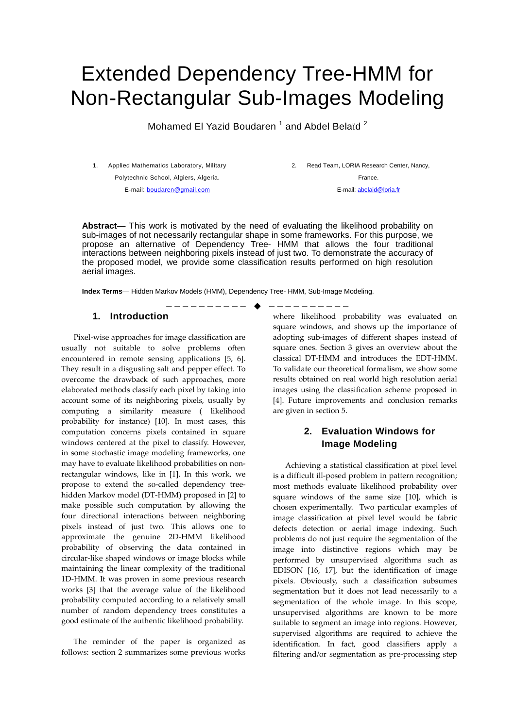# Extended Dependency Tree-HMM for Non-Rectangular Sub-Images Modeling

Mohamed El Yazid Boudaren [1] and Abdel Belaïd [2]

1. Applied Mathematics Laboratory, Military Polytechnic School, Algiers, Algeria. E-mail: boudaren@gmail.com

2. Read Team, LORIA Research Center, Nancy, France. E-mail: abelaid@loria.fr

**Abstract**— This work is motivated by the need of evaluating the likelihood probability on sub-images of not necessarily rectangular shape in some frameworks. For this purpose, we propose an alternative of Dependency Tree- HMM that allows the four traditional interactions between neighboring pixels instead of just two. To demonstrate the accuracy of the proposed model, we provide some classification results performed on high resolution aerial images.

**Index Terms**— Hidden Markov Models (HMM), Dependency Tree- HMM, Sub-Image Modeling.

## 1. Introduction

Pixel-wise approaches for image classification are usually not suitable to solve problems often encountered in remote sensing applications [5, 6]. They result in a disgusting salt and pepper effect. To overcome the drawback of such approaches, more elaborated methods classify each pixel by taking into account some of its neighboring pixels, usually by computing a similarity measure ( likelihood probability for instance) [10]. In most cases, this computation concerns pixels contained in square windows centered at the pixel to classify. However, in some stochastic image modeling frameworks, one may have to evaluate likelihood probabilities on non-rectangular windows, like in [1]. In this work, we propose to extend the so-called dependency tree-hidden Markov model (DT-HMM) proposed in [2] to make possible such computation by allowing the four directional interactions between neighboring pixels instead of just two. This allows one to approximate the genuine 2D-HMM likelihood probability of observing the data contained in circular-like shaped windows or image blocks while maintaining the linear complexity of the traditional 1D-HMM. It was proven in some previous research works [3] that the average value of the likelihood probability computed according to a relatively small number of random dependency trees constitutes a good estimate of the authentic likelihood probability.

The reminder of the paper is organized as follows: section 2 summarizes some previous works where likelihood probability was evaluated on square windows, and shows up the importance of adopting sub-images of different shapes instead of square ones. Section 3 gives an overview about the classical DT-HMM and introduces the EDT-HMM. To validate our theoretical formalism, we show some results obtained on real world high resolution aerial images using the classification scheme proposed in [4]. Future improvements and conclusion remarks are given in section 5.

## 2. Evaluation Windows for Image Modeling

Achieving a statistical classification at pixel level is a difficult ill-posed problem in pattern recognition; most methods evaluate likelihood probability over square windows of the same size [10], which is chosen experimentally. Two particular examples of image classification at pixel level would be fabric defects detection or aerial image indexing. Such problems do not just require the segmentation of the image into distinctive regions which may be performed by unsupervised algorithms such as EDISON [16, 17], but the identification of image pixels. Obviously, such a classification subsumes segmentation but it does not lead necessarily to a segmentation of the whole image. In this scope, unsupervised algorithms are known to be more suitable to segment an image into regions. However, supervised algorithms are required to achieve the identification. In fact, good classifiers apply a filtering and/or segmentation as pre-processing step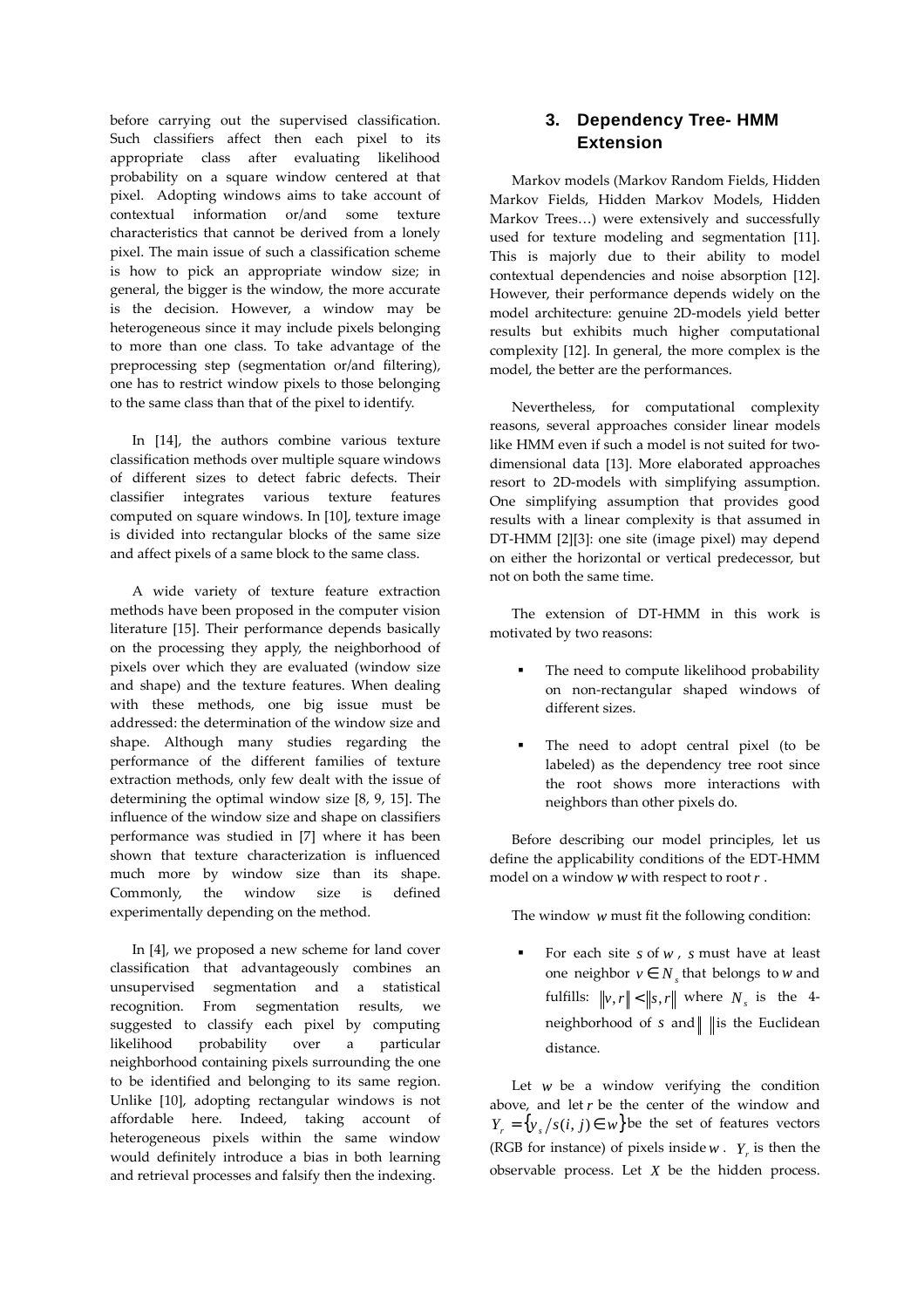before carrying out the supervised classification. Such classifiers affect then each pixel to its appropriate class after evaluating likelihood probability on a square window centered at that pixel. Adopting windows aims to take account of contextual information or/and some texture characteristics that cannot be derived from a lonely pixel. The main issue of such a classification scheme is how to pick an appropriate window size; in general, the bigger is the window, the more accurate is the decision. However, a window may be heterogeneous since it may include pixels belonging to more than one class. To take advantage of the preprocessing step (segmentation or/and filtering), one has to restrict window pixels to those belonging to the same class than that of the pixel to identify.

In [14], the authors combine various texture classification methods over multiple square windows of different sizes to detect fabric defects. Their classifier integrates various texture features computed on square windows. In [10], texture image is divided into rectangular blocks of the same size and affect pixels of a same block to the same class.

A wide variety of texture feature extraction methods have been proposed in the computer vision literature [15]. Their performance depends basically on the processing they apply, the neighborhood of pixels over which they are evaluated (window size and shape) and the texture features. When dealing with these methods, one big issue must be addressed: the determination of the window size and shape. Although many studies regarding the performance of the different families of texture extraction methods, only few dealt with the issue of determining the optimal window size [8, 9, 15]. The influence of the window size and shape on classifiers performance was studied in [7] where it has been shown that texture characterization is influenced much more by window size than its shape. Commonly, the window size is defined experimentally depending on the method.

In [4], we proposed a new scheme for land cover classification that advantageously combines an unsupervised segmentation and a statistical recognition. From segmentation results, we suggested to classify each pixel by computing likelihood probability over a particular neighborhood containing pixels surrounding the one to be identified and belonging to its same region. Unlike [10], adopting rectangular windows is not affordable here. Indeed, taking account of heterogeneous pixels within the same window would definitely introduce a bias in both learning and retrieval processes and falsify then the indexing.

## 3. Dependency Tree- HMM Extension

Markov models (Markov Random Fields, Hidden Markov Fields, Hidden Markov Models, Hidden Markov Trees…) were extensively and successfully used for texture modeling and segmentation [11]. This is majorly due to their ability to model contextual dependencies and noise absorption [12]. However, their performance depends widely on the model architecture: genuine 2D-models yield better results but exhibits much higher computational complexity [12]. In general, the more complex is the model, the better are the performances.

Nevertheless, for computational complexity reasons, several approaches consider linear models like HMM even if such a model is not suited for two-dimensional data [13]. More elaborated approaches resort to 2D-models with simplifying assumption. One simplifying assumption that provides good results with a linear complexity is that assumed in DT-HMM [2][3]: one site (image pixel) may depend on either the horizontal or vertical predecessor, but not on both the same time.

The extension of DT-HMM in this work is motivated by two reasons:

- The need to compute likelihood probability on non-rectangular shaped windows of different sizes.
- The need to adopt central pixel (to be labeled) as the dependency tree root since the root shows more interactions with neighbors than other pixels do.

Before describing our model principles, let us define the applicability conditions of the EDT-HMM model on a window $w$ with respect to root $r$ .

The window $w$ must fit the following condition:

- For each site $s$ of $w$ , $s$ must have at least one neighbor $v \in N_s$ that belongs to $w$ and fulfills: $\|v,r\| < \|s,r\|$ where $N_s$ is the 4-neighborhood of $s$ and $\| \ \|$ is the Euclidean distance.

Let $w$ be a window verifying the condition above, and let $r$ be the center of the window and $Y_r = \{y_s / s(i,j) \in w\}$ be the set of features vectors (RGB for instance) of pixels inside $w$ . $Y_r$ is then the observable process. Let $X$ be the hidden process.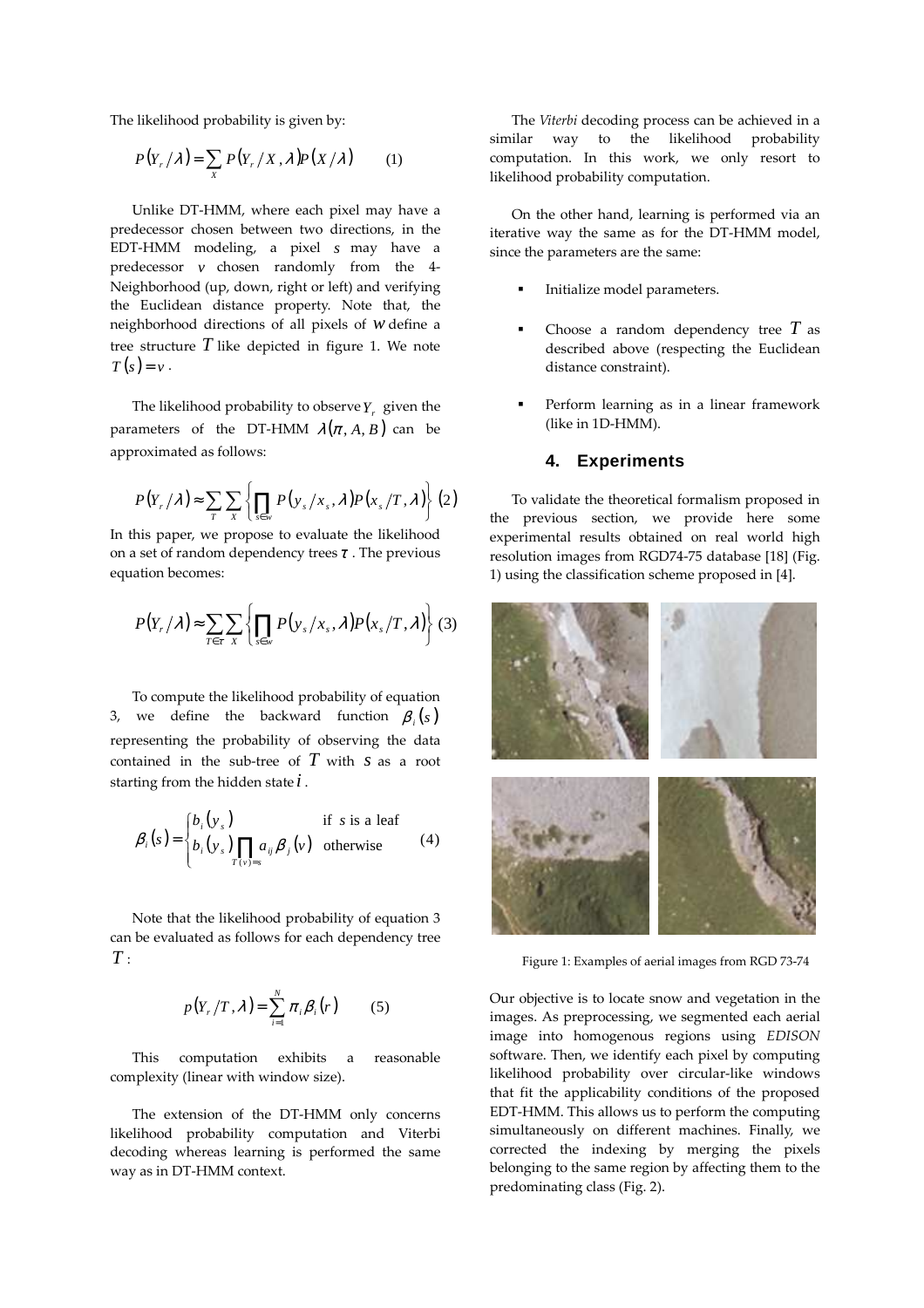The likelihood probability is given by:

$$P(Y_r/\lambda) = \sum_X P(Y_r/X,\lambda)P(X/\lambda) \qquad (1)$$

Unlike DT-HMM, where each pixel may have a predecessor chosen between two directions, in the EDT-HMM modeling, a pixel $s$ may have a predecessor $v$ chosen randomly from the 4-Neighborhood (up, down, right or left) and verifying the Euclidean distance property. Note that, the neighborhood directions of all pixels of $W$ define a tree structure $T$ like depicted in figure 1. We note $T(s) = v$.

The likelihood probability to observe $Y_r$ given the parameters of the DT-HMM $\lambda(\pi, A, B)$ can be approximated as follows:

$$P(Y_r/\lambda) \approx \sum_T \sum_X \left\{ \prod_{s \in w} P(y_s/x_s,\lambda) P(x_s/T,\lambda) \right\} \; (2)$$

In this paper, we propose to evaluate the likelihood on a set of random dependency trees $\tau$. The previous equation becomes:

$$P(Y_r/\lambda) \approx \sum_{T \in \tau} \sum_X \left\{ \prod_{s \in w} P(y_s/x_s,\lambda) P(x_s/T,\lambda) \right\} \; (3)$$

To compute the likelihood probability of equation 3, we define the backward function $\beta_i(s)$ representing the probability of observing the data contained in the sub-tree of $T$ with $s$ as a root starting from the hidden state $i$.

$$\beta_i(s) = \begin{cases} b_i(y_s) & \text{if } s \text{ is a leaf} \\ b_i(y_s) \prod_{T(v)=s} a_{ij}\beta_j(v) & \text{otherwise} \end{cases} \qquad (4)$$

Note that the likelihood probability of equation 3 can be evaluated as follows for each dependency tree $T$:

$$p(Y_r/T,\lambda) = \sum_{i=1}^{N} \pi_i \beta_i(r) \qquad (5)$$

This computation exhibits a reasonable complexity (linear with window size).

The extension of the DT-HMM only concerns likelihood probability computation and Viterbi decoding whereas learning is performed the same way as in DT-HMM context.

The *Viterbi* decoding process can be achieved in a similar way to the likelihood probability computation. In this work, we only resort to likelihood probability computation.

On the other hand, learning is performed via an iterative way the same as for the DT-HMM model, since the parameters are the same:

- Initialize model parameters.
- Choose a random dependency tree $T$ as described above (respecting the Euclidean distance constraint).
- Perform learning as in a linear framework (like in 1D-HMM).

## 4. Experiments

To validate the theoretical formalism proposed in the previous section, we provide here some experimental results obtained on real world high resolution images from RGD74-75 database [18] (Fig. 1) using the classification scheme proposed in [4].

Figure 1: Examples of aerial images from RGD 73-74

Our objective is to locate snow and vegetation in the images. As preprocessing, we segmented each aerial image into homogenous regions using *EDISON* software. Then, we identify each pixel by computing likelihood probability over circular-like windows that fit the applicability conditions of the proposed EDT-HMM. This allows us to perform the computing simultaneously on different machines. Finally, we corrected the indexing by merging the pixels belonging to the same region by affecting them to the predominating class (Fig. 2).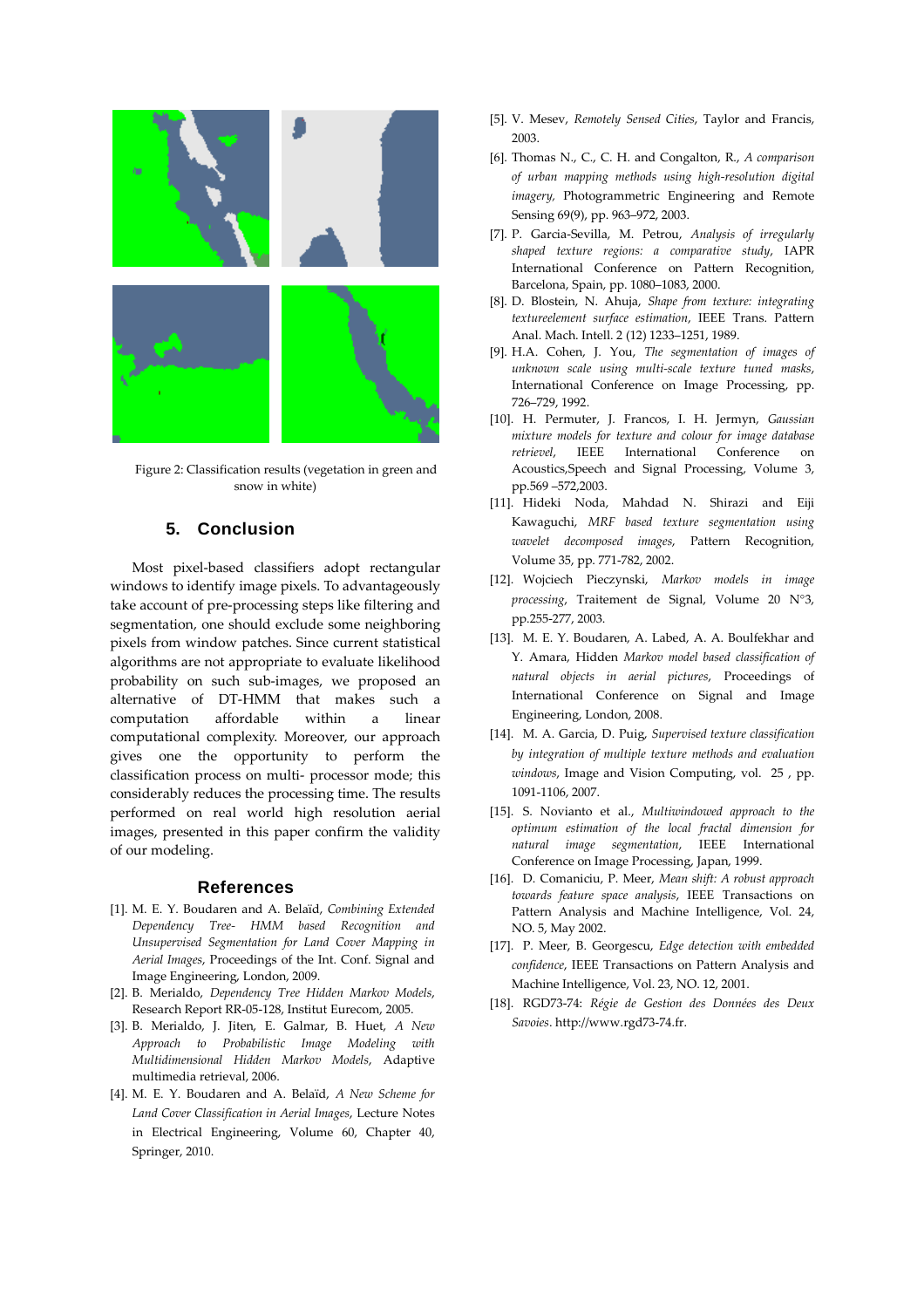Figure 2: Classification results (vegetation in green and snow in white)

## 5. Conclusion

Most pixel-based classifiers adopt rectangular windows to identify image pixels. To advantageously take account of pre-processing steps like filtering and segmentation, one should exclude some neighboring pixels from window patches. Since current statistical algorithms are not appropriate to evaluate likelihood probability on such sub-images, we proposed an alternative of DT-HMM that makes such a computation affordable within a linear computational complexity. Moreover, our approach gives one the opportunity to perform the classification process on multi- processor mode; this considerably reduces the processing time. The results performed on real world high resolution aerial images, presented in this paper confirm the validity of our modeling.

## References

[1]. M. E. Y. Boudaren and A. Belaïd, *Combining Extended Dependency Tree- HMM based Recognition and Unsupervised Segmentation for Land Cover Mapping in Aerial Images*, Proceedings of the Int. Conf. Signal and Image Engineering, London, 2009.

[2]. B. Merialdo, *Dependency Tree Hidden Markov Models*, Research Report RR-05-128, Institut Eurecom, 2005.

[3]. B. Merialdo, J. Jiten, E. Galmar, B. Huet, *A New Approach to Probabilistic Image Modeling with Multidimensional Hidden Markov Models*, Adaptive multimedia retrieval, 2006.

[4]. M. E. Y. Boudaren and A. Belaïd, *A New Scheme for Land Cover Classification in Aerial Images*, Lecture Notes in Electrical Engineering, Volume 60, Chapter 40, Springer, 2010.

[5]. V. Mesev, *Remotely Sensed Cities*, Taylor and Francis, 2003.

[6]. Thomas N., C., C. H. and Congalton, R., *A comparison of urban mapping methods using high-resolution digital imagery*, Photogrammetric Engineering and Remote Sensing 69(9), pp. 963–972, 2003.

[7]. P. Garcia-Sevilla, M. Petrou, *Analysis of irregularly shaped texture regions: a comparative study*, IAPR International Conference on Pattern Recognition, Barcelona, Spain, pp. 1080–1083, 2000.

[8]. D. Blostein, N. Ahuja, *Shape from texture: integrating textureelement surface estimation*, IEEE Trans. Pattern Anal. Mach. Intell. 2 (12) 1233–1251, 1989.

[9]. H.A. Cohen, J. You, *The segmentation of images of unknown scale using multi-scale texture tuned masks*, International Conference on Image Processing, pp. 726–729, 1992.

[10]. H. Permuter, J. Francos, I. H. Jermyn, *Gaussian mixture models for texture and colour for image database retrievel*, IEEE International Conference on Acoustics,Speech and Signal Processing, Volume 3, pp.569 –572,2003.

[11]. Hideki Noda, Mahdad N. Shirazi and Eiji Kawaguchi, *MRF based texture segmentation using wavelet decomposed images*, Pattern Recognition, Volume 35, pp. 771-782, 2002.

[12]. Wojciech Pieczynski, *Markov models in image processing*, Traitement de Signal, Volume 20 N°3, pp.255-277, 2003.

[13]. M. E. Y. Boudaren, A. Labed, A. A. Boulfekhar and Y. Amara, Hidden *Markov model based classification of natural objects in aerial pictures*, Proceedings of International Conference on Signal and Image Engineering, London, 2008.

[14]. M. A. Garcia, D. Puig, *Supervised texture classification by integration of multiple texture methods and evaluation windows*, Image and Vision Computing, vol. 25 , pp. 1091-1106, 2007.

[15]. S. Novianto et al., *Multiwindowed approach to the optimum estimation of the local fractal dimension for natural image segmentation*, IEEE International Conference on Image Processing, Japan, 1999.

[16]. D. Comaniciu, P. Meer, *Mean shift: A robust approach towards feature space analysis*, IEEE Transactions on Pattern Analysis and Machine Intelligence, Vol. 24, NO. 5, May 2002.

[17]. P. Meer, B. Georgescu, *Edge detection with embedded confidence*, IEEE Transactions on Pattern Analysis and Machine Intelligence, Vol. 23, NO. 12, 2001.

[18]. RGD73-74: *Régie de Gestion des Données des Deux Savoies*. http://www.rgd73-74.fr.